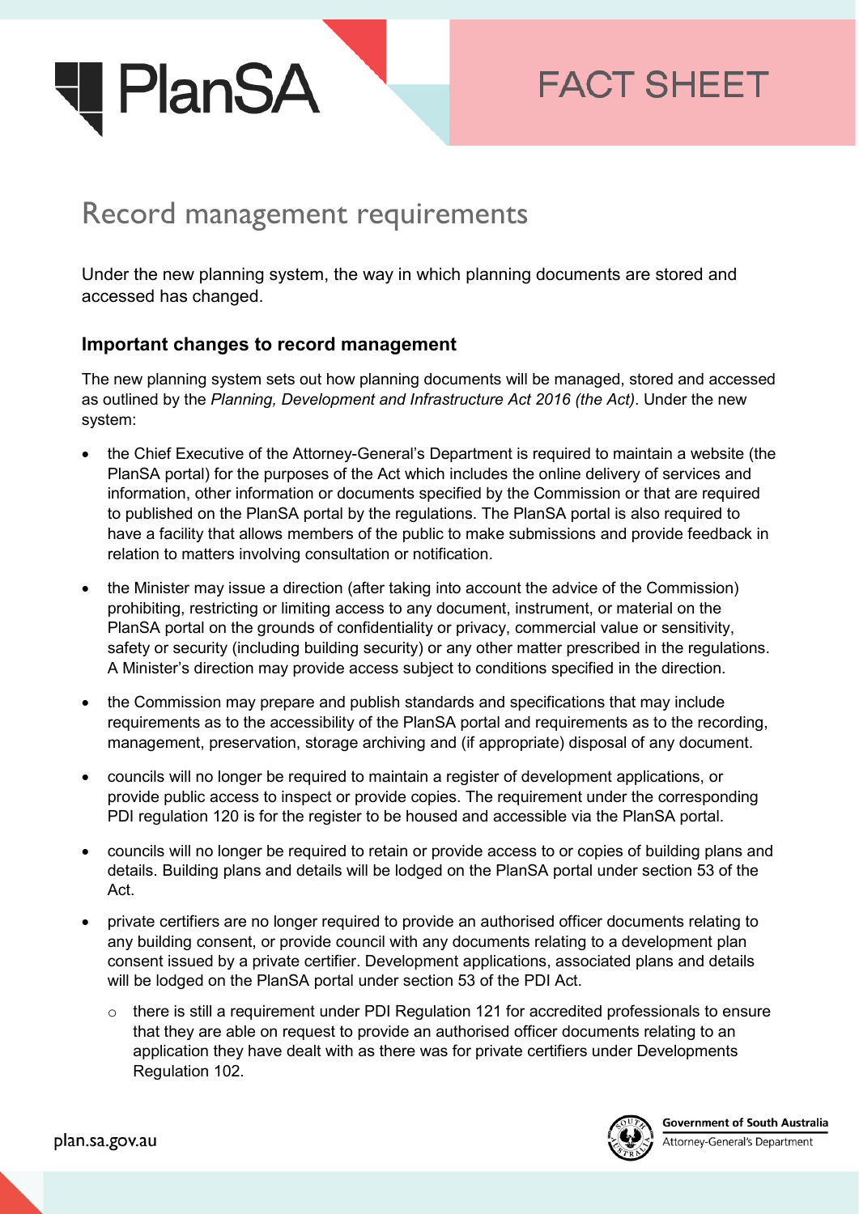# Record management requirements

Under the new planning system, the way in which planning documents are stored and accessed has changed.

## Important changes to record management

The new planning system sets out how planning documents will be managed, stored and accessed as outlined by the *Planning, Development and Infrastructure Act 2016 (the Act)*. Under the new system:

- the Chief Executive of the Attorney-General's Department is required to maintain a website (the PlanSA portal) for the purposes of the Act which includes the online delivery of services and information, other information or documents specified by the Commission or that are required to published on the PlanSA portal by the regulations. The PlanSA portal is also required to have a facility that allows members of the public to make submissions and provide feedback in relation to matters involving consultation or notification.
- the Minister may issue a direction (after taking into account the advice of the Commission) prohibiting, restricting or limiting access to any document, instrument, or material on the PlanSA portal on the grounds of confidentiality or privacy, commercial value or sensitivity, safety or security (including building security) or any other matter prescribed in the regulations. A Minister's direction may provide access subject to conditions specified in the direction.
- the Commission may prepare and publish standards and specifications that may include requirements as to the accessibility of the PlanSA portal and requirements as to the recording, management, preservation, storage archiving and (if appropriate) disposal of any document.
- councils will no longer be required to maintain a register of development applications, or provide public access to inspect or provide copies. The requirement under the corresponding PDI regulation 120 is for the register to be housed and accessible via the PlanSA portal.
- councils will no longer be required to retain or provide access to or copies of building plans and details. Building plans and details will be lodged on the PlanSA portal under section 53 of the Act.
- private certifiers are no longer required to provide an authorised officer documents relating to any building consent, or provide council with any documents relating to a development plan consent issued by a private certifier. Development applications, associated plans and details will be lodged on the PlanSA portal under section 53 of the PDI Act.
  - there is still a requirement under PDI Regulation 121 for accredited professionals to ensure that they are able on request to provide an authorised officer documents relating to an application they have dealt with as there was for private certifiers under Developments Regulation 102.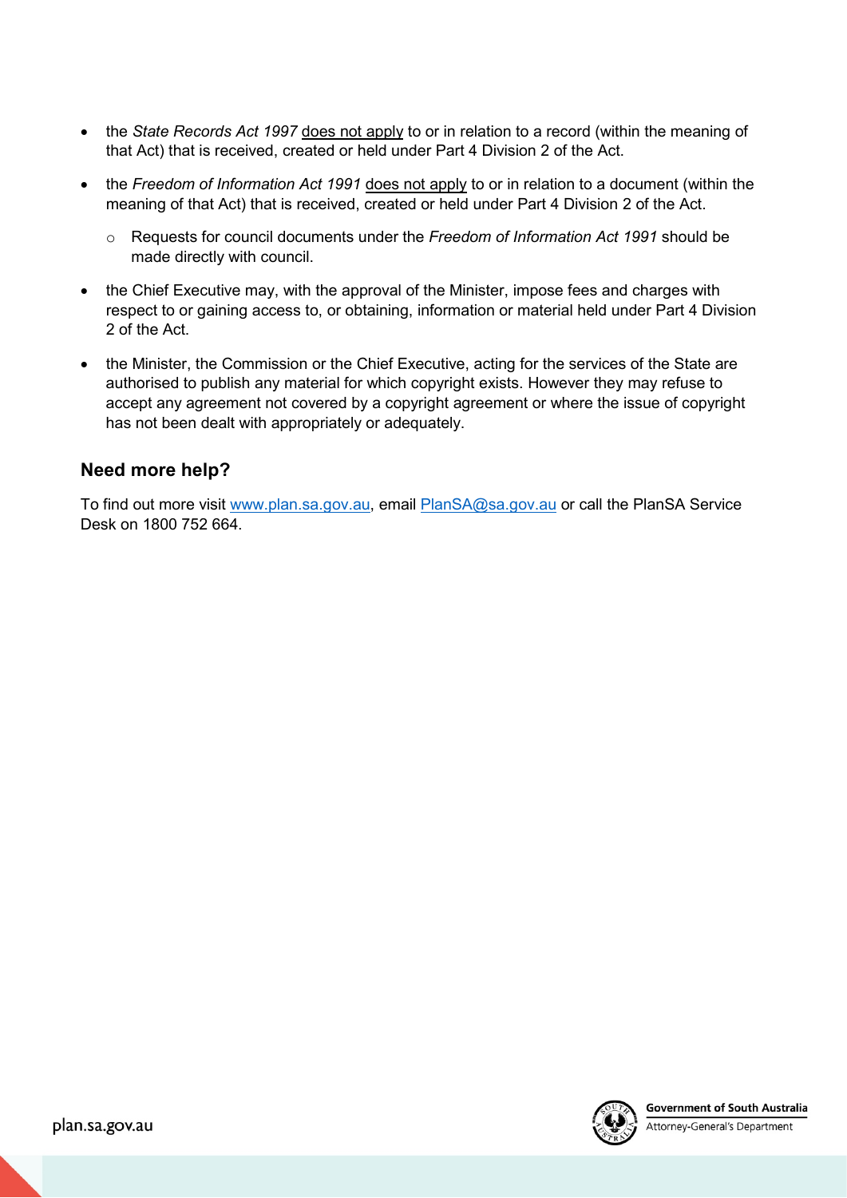- the *State Records Act 1997* does not apply to or in relation to a record (within the meaning of that Act) that is received, created or held under Part 4 Division 2 of the Act.
- the *Freedom of Information Act 1991* does not apply to or in relation to a document (within the meaning of that Act) that is received, created or held under Part 4 Division 2 of the Act.
  - Requests for council documents under the *Freedom of Information Act 1991* should be made directly with council.
- the Chief Executive may, with the approval of the Minister, impose fees and charges with respect to or gaining access to, or obtaining, information or material held under Part 4 Division 2 of the Act.
- the Minister, the Commission or the Chief Executive, acting for the services of the State are authorised to publish any material for which copyright exists. However they may refuse to accept any agreement not covered by a copyright agreement or where the issue of copyright has not been dealt with appropriately or adequately.

## Need more help?

To find out more visit www.plan.sa.gov.au, email PlanSA@sa.gov.au or call the PlanSA Service Desk on 1800 752 664.